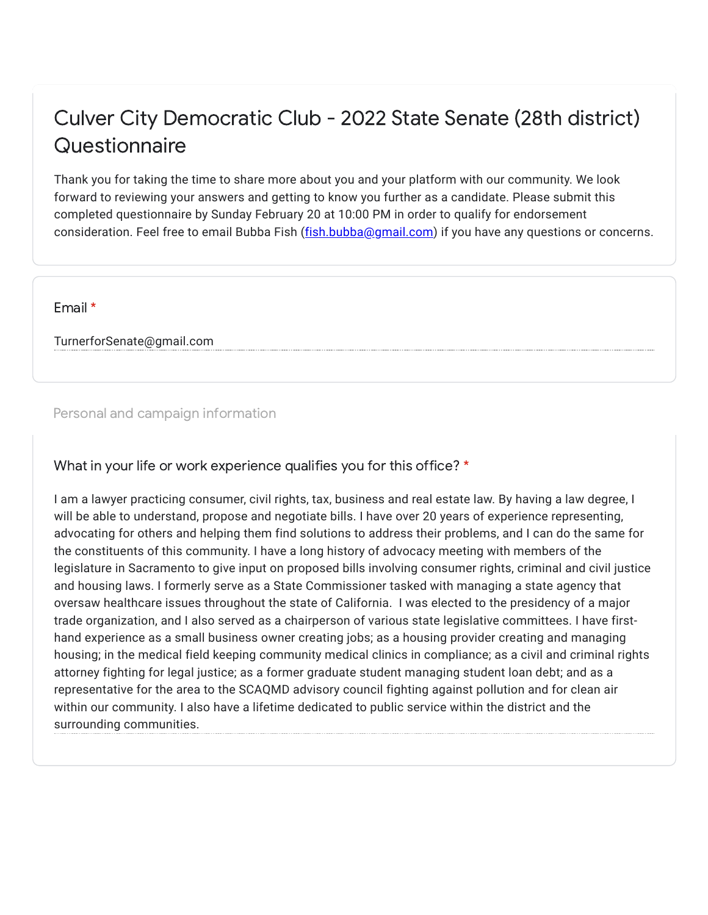# Culver City Democratic Club - 2022 State Senate (28th district) Questionnaire

Thank you for taking the time to share more about you and your platform with our community. We look forward to reviewing your answers and getting to know you further as a candidate. Please submit this completed questionnaire by Sunday February 20 at 10:00 PM in order to qualify for endorsement consideration. Feel free to email Bubba Fish (fish.bubba@gmail.com) if you have any questions or concerns.

**Email** *

TurnerforSenate@gmail.com

## Personal and campaign information

**What in your life or work experience qualifies you for this office?** *

I am a lawyer practicing consumer, civil rights, tax, business and real estate law. By having a law degree, I will be able to understand, propose and negotiate bills. I have over 20 years of experience representing, advocating for others and helping them find solutions to address their problems, and I can do the same for the constituents of this community. I have a long history of advocacy meeting with members of the legislature in Sacramento to give input on proposed bills involving consumer rights, criminal and civil justice and housing laws. I formerly serve as a State Commissioner tasked with managing a state agency that oversaw healthcare issues throughout the state of California. I was elected to the presidency of a major trade organization, and I also served as a chairperson of various state legislative committees. I have first-hand experience as a small business owner creating jobs; as a housing provider creating and managing housing; in the medical field keeping community medical clinics in compliance; as a civil and criminal rights attorney fighting for legal justice; as a former graduate student managing student loan debt; and as a representative for the area to the SCAQMD advisory council fighting against pollution and for clean air within our community. I also have a lifetime dedicated to public service within the district and the surrounding communities.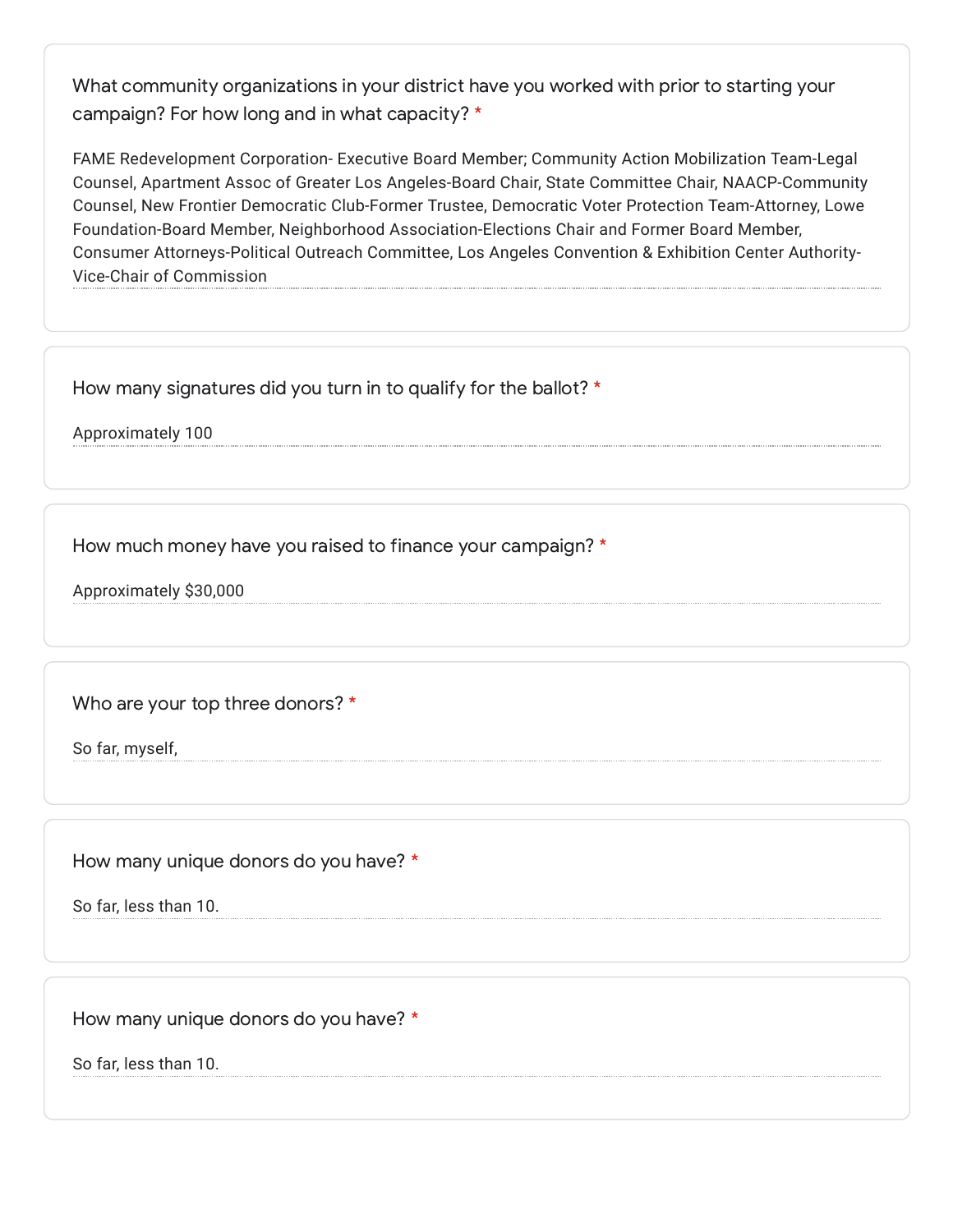What community organizations in your district have you worked with prior to starting your campaign? For how long and in what capacity? *

FAME Redevelopment Corporation- Executive Board Member; Community Action Mobilization Team-Legal Counsel, Apartment Assoc of Greater Los Angeles-Board Chair, State Committee Chair, NAACP-Community Counsel, New Frontier Democratic Club-Former Trustee, Democratic Voter Protection Team-Attorney, Lowe Foundation-Board Member, Neighborhood Association-Elections Chair and Former Board Member, Consumer Attorneys-Political Outreach Committee, Los Angeles Convention & Exhibition Center Authority-Vice-Chair of Commission

How many signatures did you turn in to qualify for the ballot? *

Approximately 100

How much money have you raised to finance your campaign? *

Approximately $30,000

Who are your top three donors? *

So far, myself,

How many unique donors do you have? *

So far, less than 10.

How many unique donors do you have? *

So far, less than 10.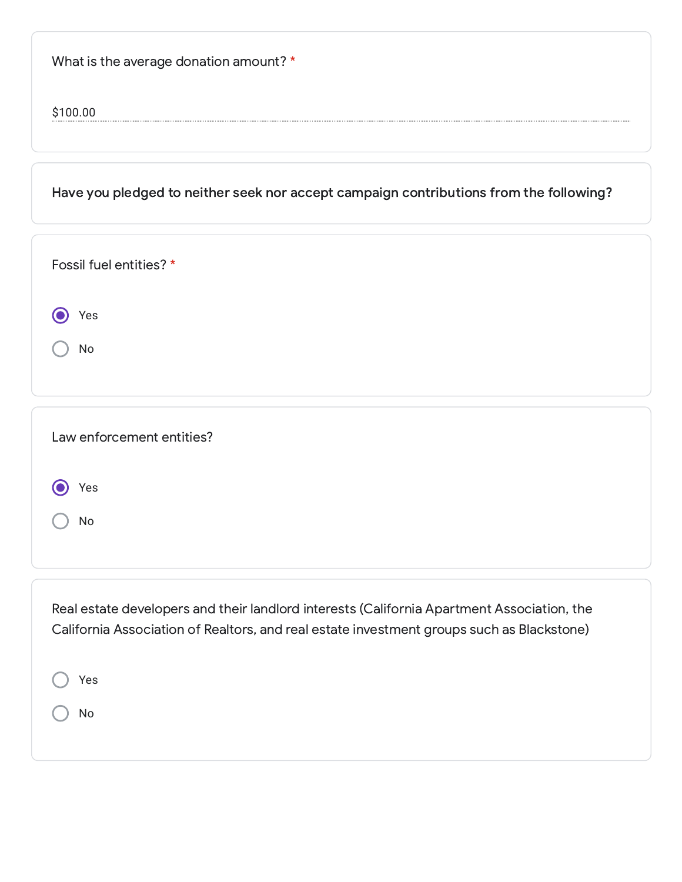What is the average donation amount? *

$100.00

**Have you pledged to neither seek nor accept campaign contributions from the following?**

Fossil fuel entities? *

- (x) Yes
- ( ) No

Law enforcement entities?

- (x) Yes
- ( ) No

Real estate developers and their landlord interests (California Apartment Association, the California Association of Realtors, and real estate investment groups such as Blackstone)

- ( ) Yes
- ( ) No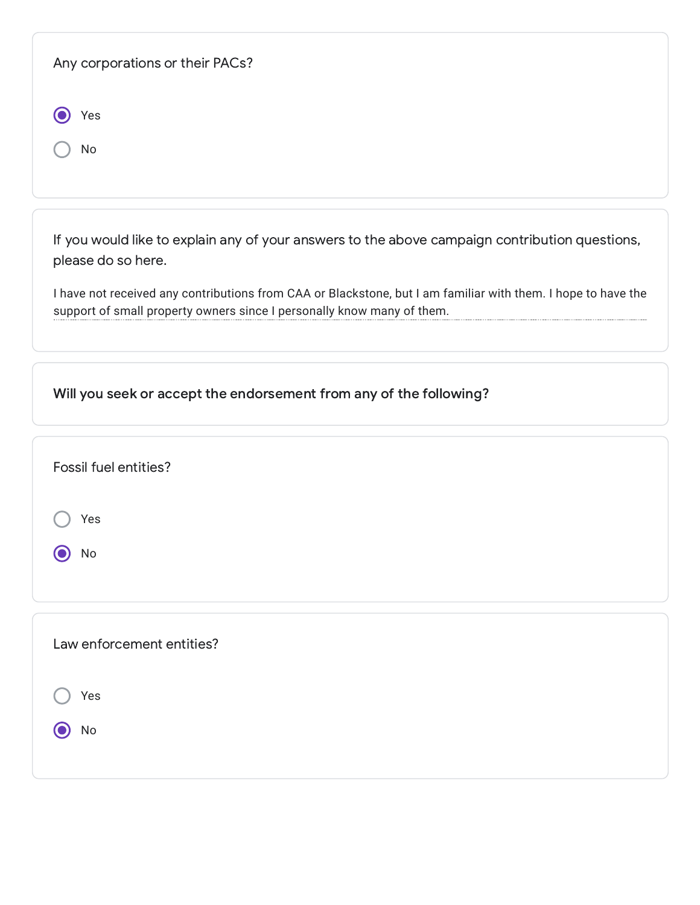Any corporations or their PACs?

- (x) Yes
- ( ) No

If you would like to explain any of your answers to the above campaign contribution questions, please do so here.

I have not received any contributions from CAA or Blackstone, but I am familiar with them. I hope to have the support of small property owners since I personally know many of them.

**Will you seek or accept the endorsement from any of the following?**

Fossil fuel entities?

- ( ) Yes
- (x) No

Law enforcement entities?

- ( ) Yes
- (x) No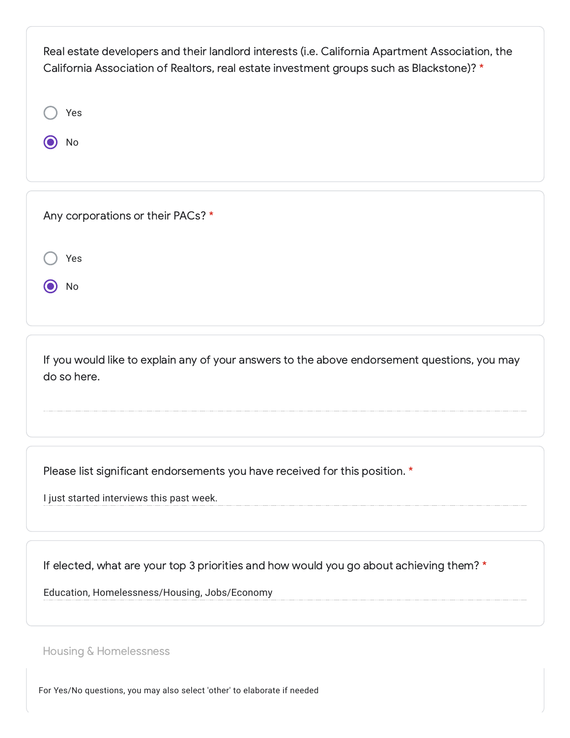Real estate developers and their landlord interests (i.e. California Apartment Association, the California Association of Realtors, real estate investment groups such as Blackstone)? *

- ○ Yes
- ◉ No

Any corporations or their PACs? *

- ○ Yes
- ◉ No

If you would like to explain any of your answers to the above endorsement questions, you may do so here.

Please list significant endorsements you have received for this position. *

I just started interviews this past week.

If elected, what are your top 3 priorities and how would you go about achieving them? *

Education, Homelessness/Housing, Jobs/Economy

## Housing & Homelessness

For Yes/No questions, you may also select 'other' to elaborate if needed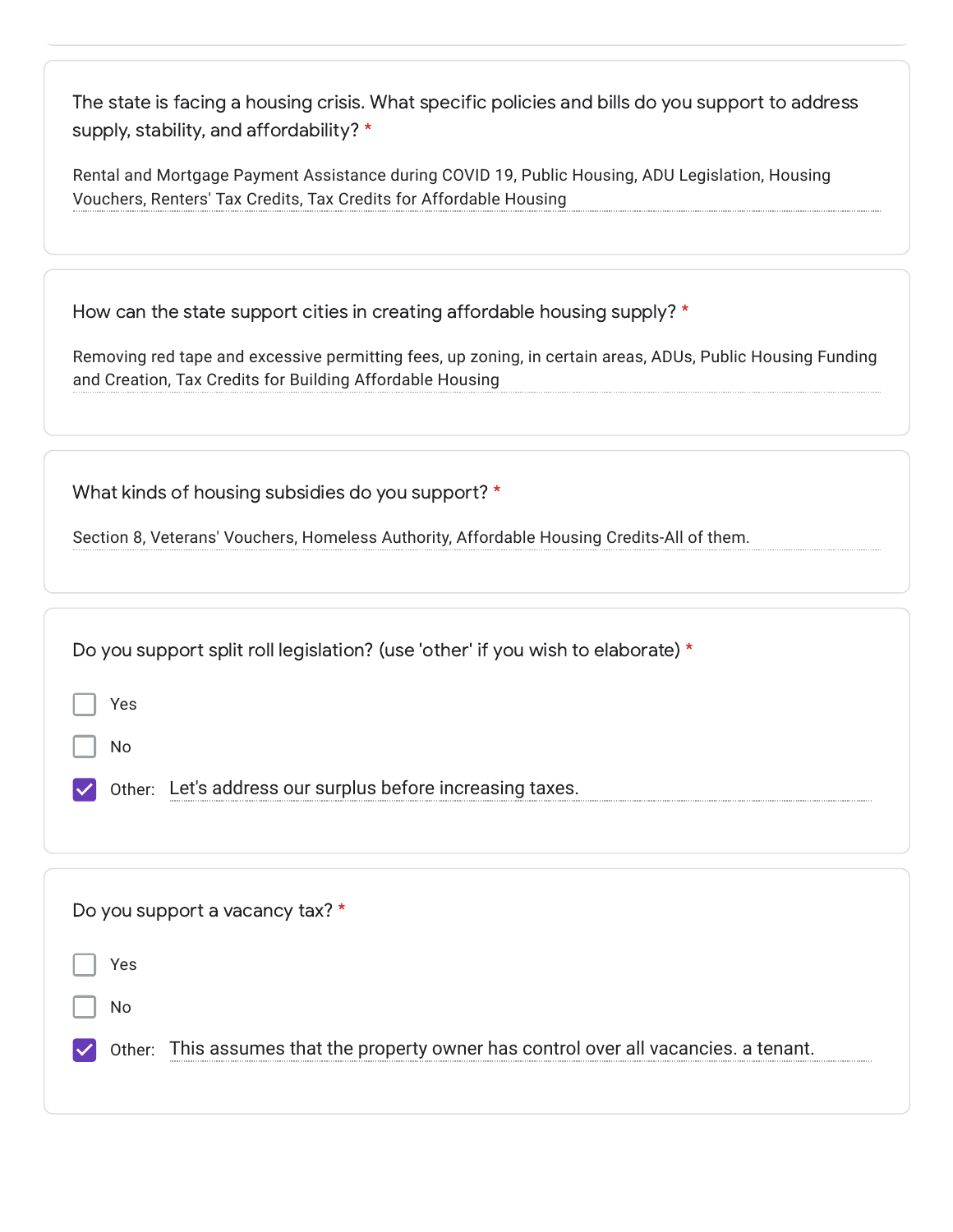The state is facing a housing crisis. What specific policies and bills do you support to address supply, stability, and affordability? *

Rental and Mortgage Payment Assistance during COVID 19, Public Housing, ADU Legislation, Housing Vouchers, Renters' Tax Credits, Tax Credits for Affordable Housing

How can the state support cities in creating affordable housing supply? *

Removing red tape and excessive permitting fees, up zoning, in certain areas, ADUs, Public Housing Funding and Creation, Tax Credits for Building Affordable Housing

What kinds of housing subsidies do you support? *

Section 8, Veterans' Vouchers, Homeless Authority, Affordable Housing Credits-All of them.

Do you support split roll legislation? (use 'other' if you wish to elaborate) *

- [ ] Yes
- [ ] No
- [x] Other: Let's address our surplus before increasing taxes.

Do you support a vacancy tax? *

- [ ] Yes
- [ ] No
- [x] Other: This assumes that the property owner has control over all vacancies. a tenant.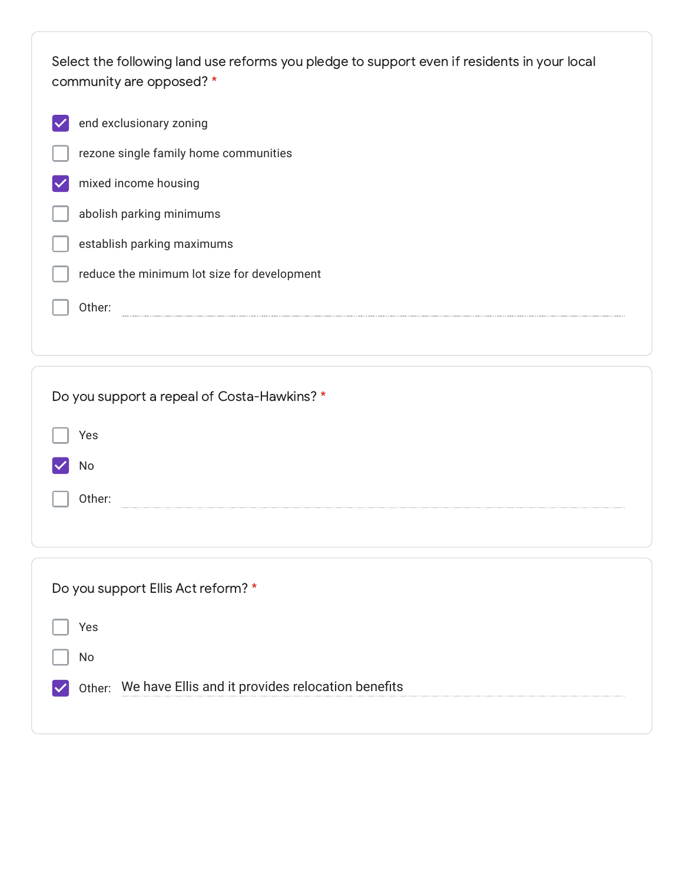Select the following land use reforms you pledge to support even if residents in your local community are opposed? *

- [x] end exclusionary zoning
- [ ] rezone single family home communities
- [x] mixed income housing
- [ ] abolish parking minimums
- [ ] establish parking maximums
- [ ] reduce the minimum lot size for development
- [ ] Other:

Do you support a repeal of Costa-Hawkins? *

- [ ] Yes
- [x] No
- [ ] Other:

Do you support Ellis Act reform? *

- [ ] Yes
- [ ] No
- [x] Other: We have Ellis and it provides relocation benefits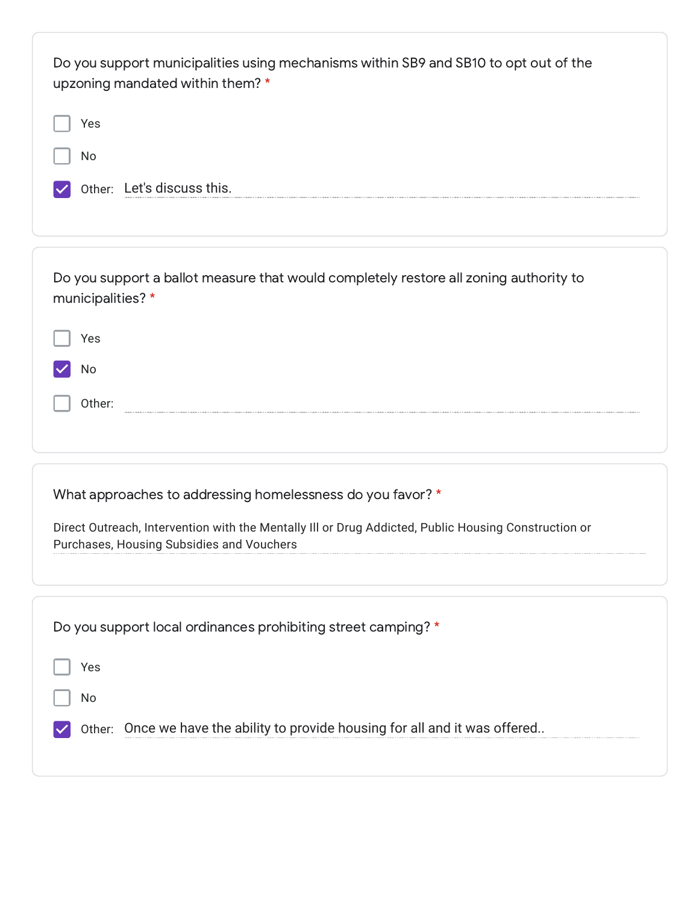Do you support municipalities using mechanisms within SB9 and SB10 to opt out of the upzoning mandated within them? *

- [ ] Yes
- [ ] No
- [x] Other: Let's discuss this.

Do you support a ballot measure that would completely restore all zoning authority to municipalities? *

- [ ] Yes
- [x] No
- [ ] Other:

What approaches to addressing homelessness do you favor? *

Direct Outreach, Intervention with the Mentally Ill or Drug Addicted, Public Housing Construction or Purchases, Housing Subsidies and Vouchers

Do you support local ordinances prohibiting street camping? *

- [ ] Yes
- [ ] No
- [x] Other: Once we have the ability to provide housing for all and it was offered..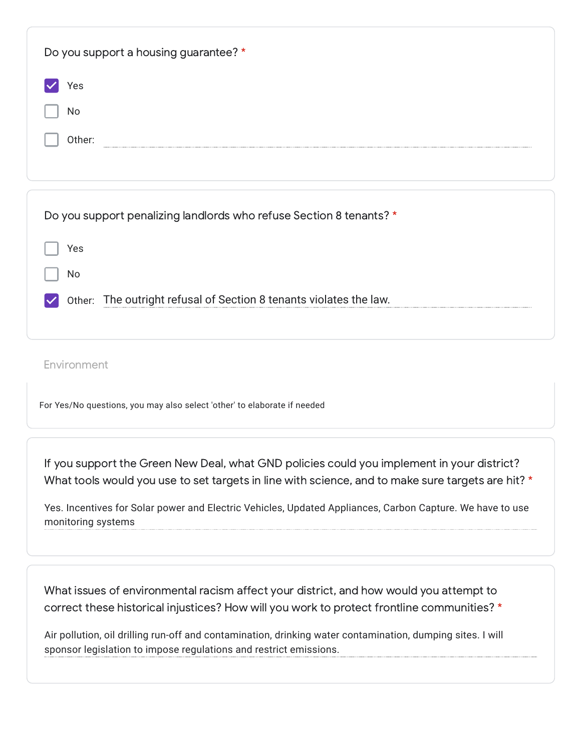Do you support a housing guarantee? *

- [x] Yes
- [ ] No
- [ ] Other:

Do you support penalizing landlords who refuse Section 8 tenants? *

- [ ] Yes
- [ ] No
- [x] Other: The outright refusal of Section 8 tenants violates the law.

## Environment

For Yes/No questions, you may also select 'other' to elaborate if needed

If you support the Green New Deal, what GND policies could you implement in your district? What tools would you use to set targets in line with science, and to make sure targets are hit? *

Yes. Incentives for Solar power and Electric Vehicles, Updated Appliances, Carbon Capture. We have to use monitoring systems

What issues of environmental racism affect your district, and how would you attempt to correct these historical injustices? How will you work to protect frontline communities? *

Air pollution, oil drilling run-off and contamination, drinking water contamination, dumping sites. I will sponsor legislation to impose regulations and restrict emissions.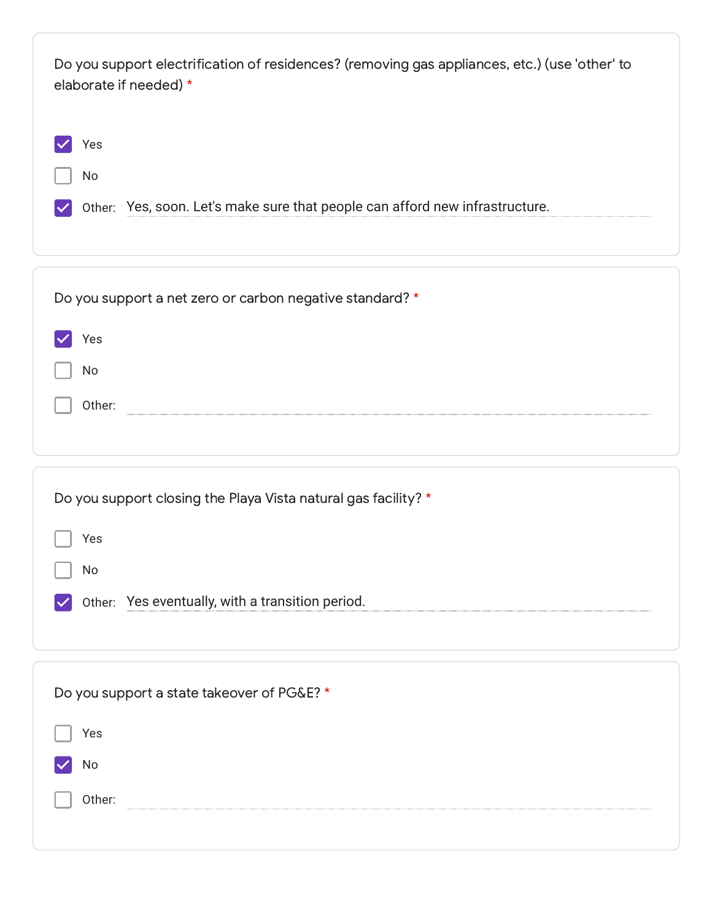Do you support electrification of residences? (removing gas appliances, etc.) (use 'other' to elaborate if needed) *

- [x] Yes
- [ ] No
- [x] Other: Yes, soon. Let's make sure that people can afford new infrastructure.

Do you support a net zero or carbon negative standard? *

- [x] Yes
- [ ] No
- [ ] Other:

Do you support closing the Playa Vista natural gas facility? *

- [ ] Yes
- [ ] No
- [x] Other: Yes eventually, with a transition period.

Do you support a state takeover of PG&E? *

- [ ] Yes
- [x] No
- [ ] Other: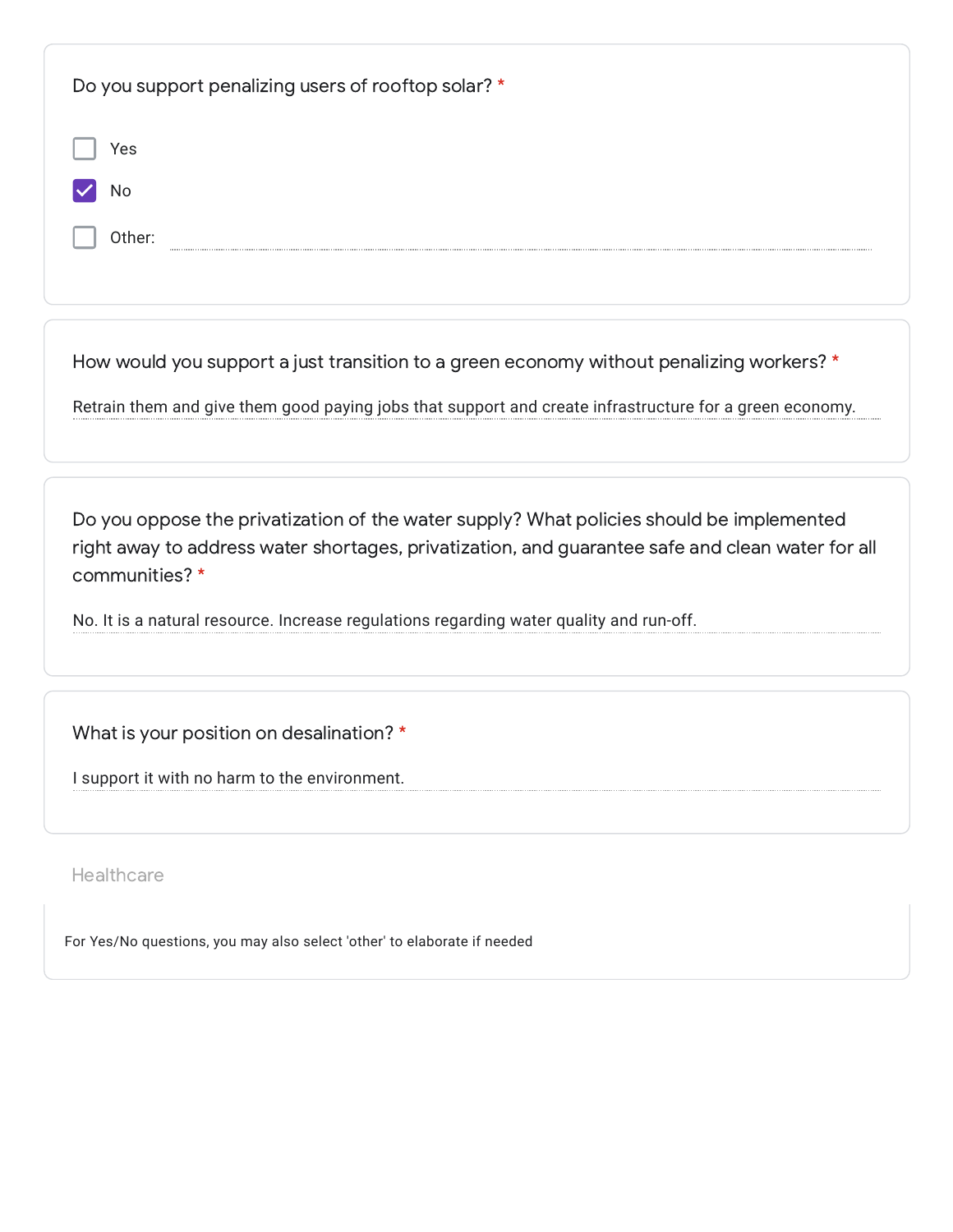Do you support penalizing users of rooftop solar? *

- [ ] Yes
- [x] No
- [ ] Other:

How would you support a just transition to a green economy without penalizing workers? *

Retrain them and give them good paying jobs that support and create infrastructure for a green economy.

Do you oppose the privatization of the water supply? What policies should be implemented right away to address water shortages, privatization, and guarantee safe and clean water for all communities? *

No. It is a natural resource. Increase regulations regarding water quality and run-off.

What is your position on desalination? *

I support it with no harm to the environment.

## Healthcare

For Yes/No questions, you may also select 'other' to elaborate if needed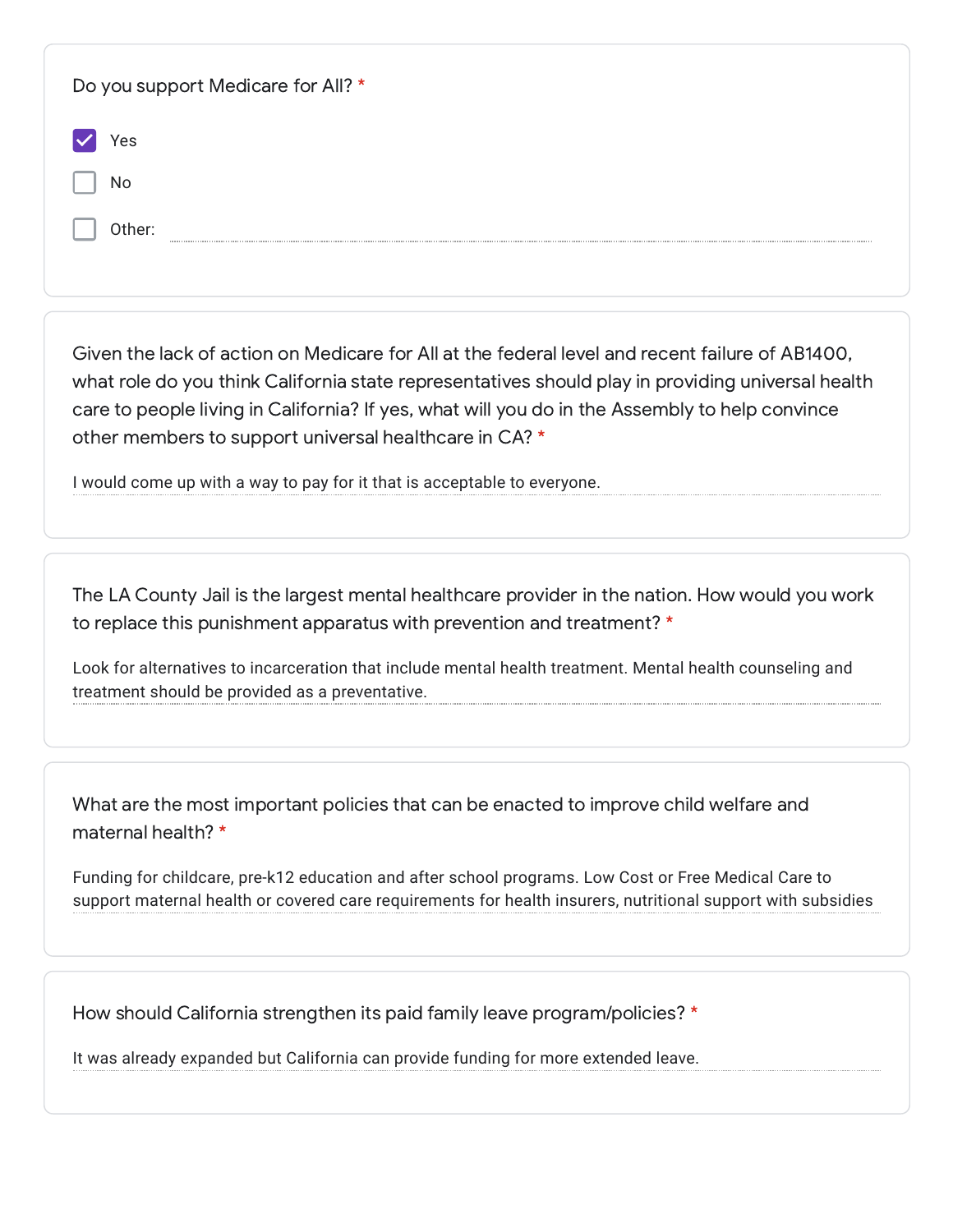Do you support Medicare for All? *

- [x] Yes
- [ ] No
- [ ] Other:

Given the lack of action on Medicare for All at the federal level and recent failure of AB1400, what role do you think California state representatives should play in providing universal health care to people living in California? If yes, what will you do in the Assembly to help convince other members to support universal healthcare in CA? *

I would come up with a way to pay for it that is acceptable to everyone.

The LA County Jail is the largest mental healthcare provider in the nation. How would you work to replace this punishment apparatus with prevention and treatment? *

Look for alternatives to incarceration that include mental health treatment. Mental health counseling and treatment should be provided as a preventative.

What are the most important policies that can be enacted to improve child welfare and maternal health? *

Funding for childcare, pre-k12 education and after school programs. Low Cost or Free Medical Care to support maternal health or covered care requirements for health insurers, nutritional support with subsidies

How should California strengthen its paid family leave program/policies? *

It was already expanded but California can provide funding for more extended leave.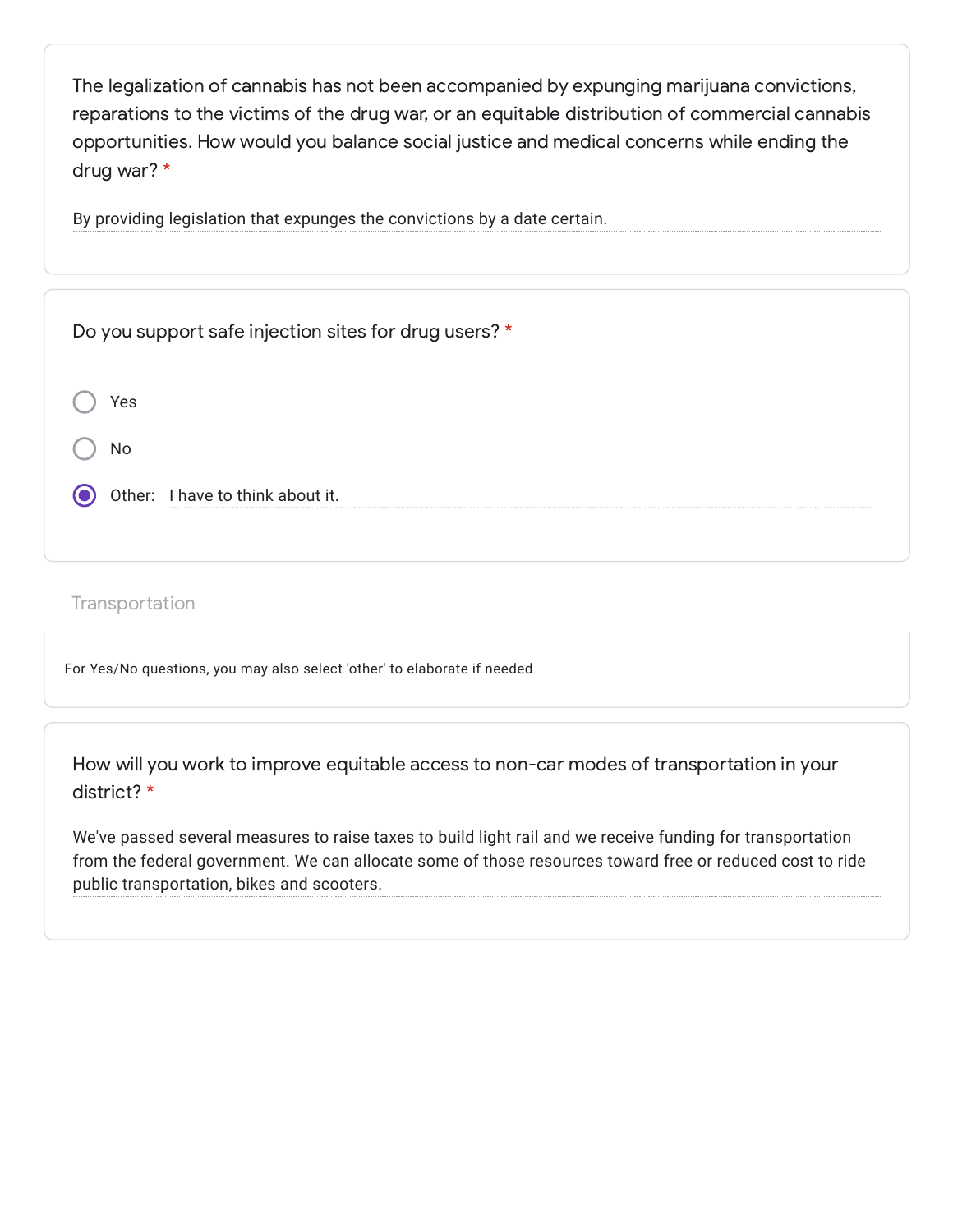The legalization of cannabis has not been accompanied by expunging marijuana convictions, reparations to the victims of the drug war, or an equitable distribution of commercial cannabis opportunities. How would you balance social justice and medical concerns while ending the drug war? *

By providing legislation that expunges the convictions by a date certain.

Do you support safe injection sites for drug users? *

- ○ Yes
- ○ No
- ◉ Other: I have to think about it.

## Transportation

For Yes/No questions, you may also select 'other' to elaborate if needed

How will you work to improve equitable access to non-car modes of transportation in your district? *

We've passed several measures to raise taxes to build light rail and we receive funding for transportation from the federal government. We can allocate some of those resources toward free or reduced cost to ride public transportation, bikes and scooters.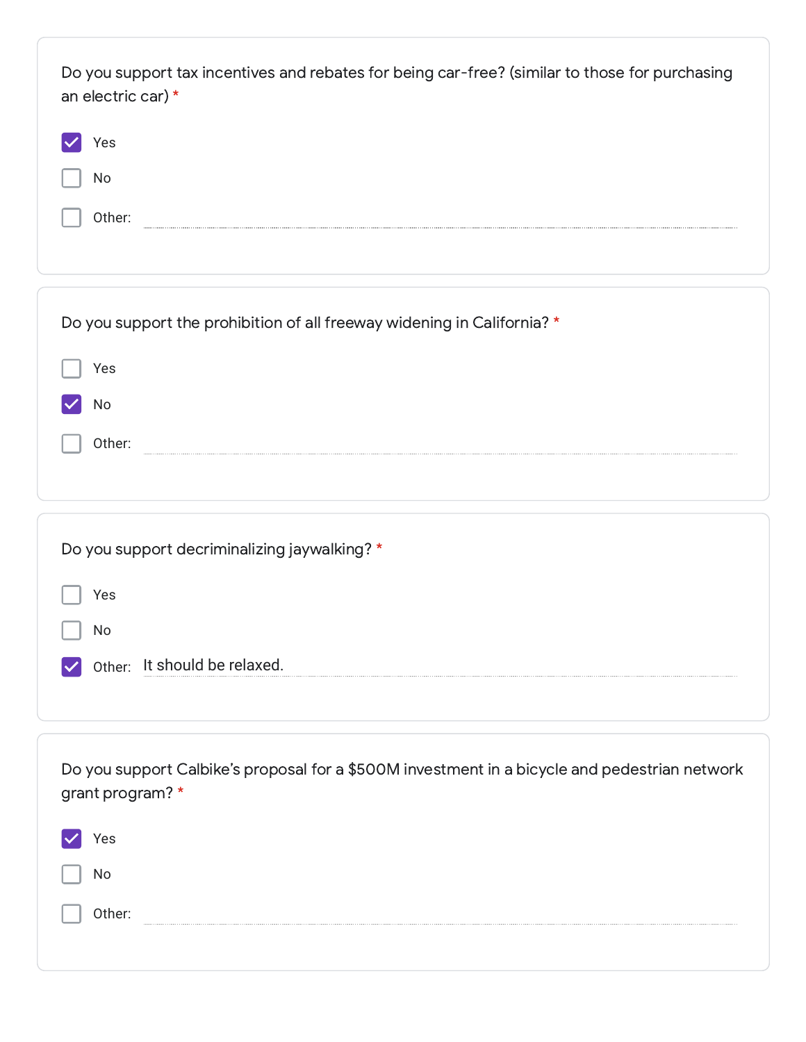Do you support tax incentives and rebates for being car-free? (similar to those for purchasing an electric car) *

- [x] Yes
- [ ] No
- [ ] Other:

Do you support the prohibition of all freeway widening in California? *

- [ ] Yes
- [x] No
- [ ] Other:

Do you support decriminalizing jaywalking? *

- [ ] Yes
- [ ] No
- [x] Other: It should be relaxed.

Do you support Calbike's proposal for a $500M investment in a bicycle and pedestrian network grant program? *

- [x] Yes
- [ ] No
- [ ] Other: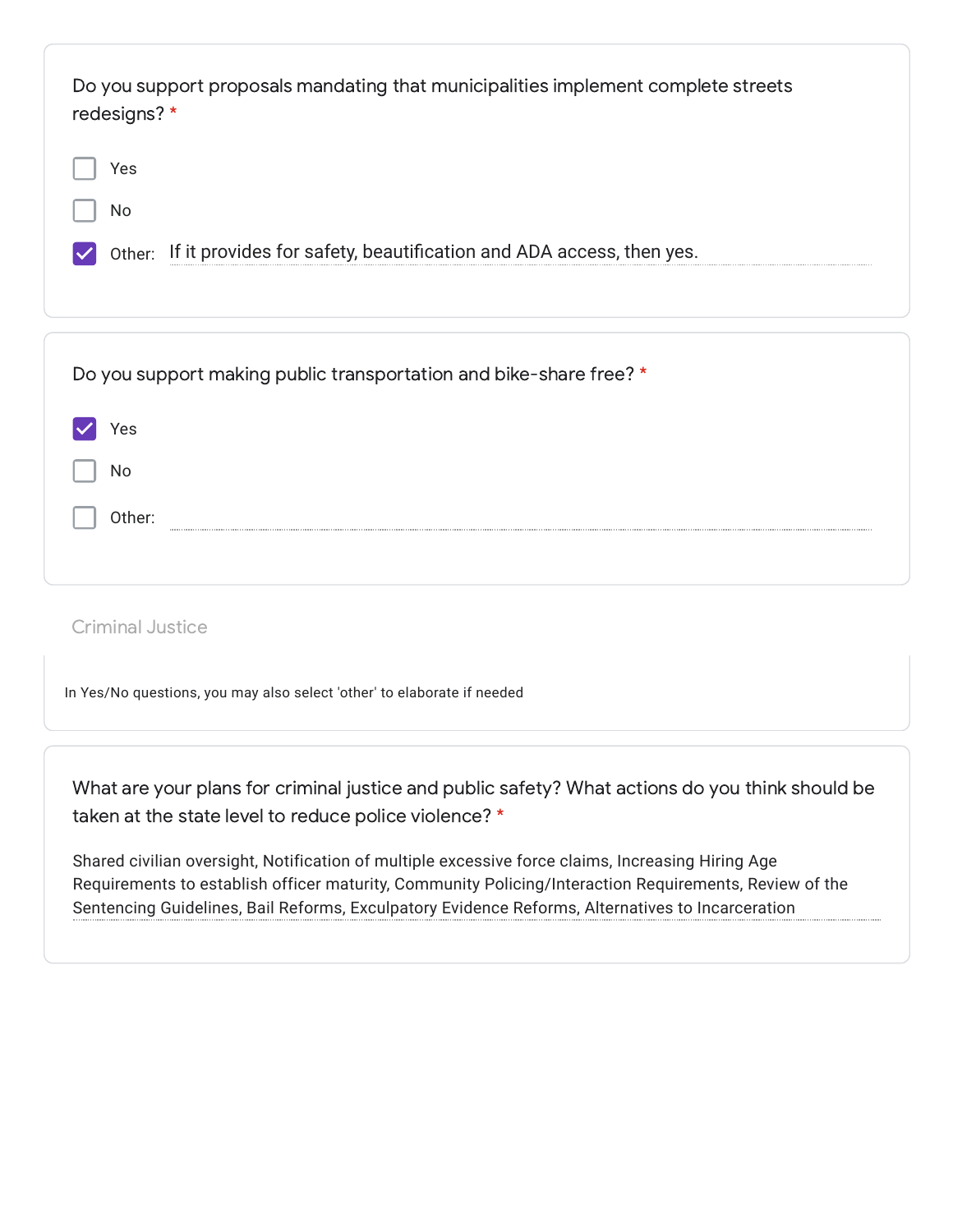Do you support proposals mandating that municipalities implement complete streets redesigns? *

- [ ] Yes
- [ ] No
- [x] Other: If it provides for safety, beautification and ADA access, then yes.

Do you support making public transportation and bike-share free? *

- [x] Yes
- [ ] No
- [ ] Other:

## Criminal Justice

In Yes/No questions, you may also select 'other' to elaborate if needed

What are your plans for criminal justice and public safety? What actions do you think should be taken at the state level to reduce police violence? *

Shared civilian oversight, Notification of multiple excessive force claims, Increasing Hiring Age Requirements to establish officer maturity, Community Policing/Interaction Requirements, Review of the Sentencing Guidelines, Bail Reforms, Exculpatory Evidence Reforms, Alternatives to Incarceration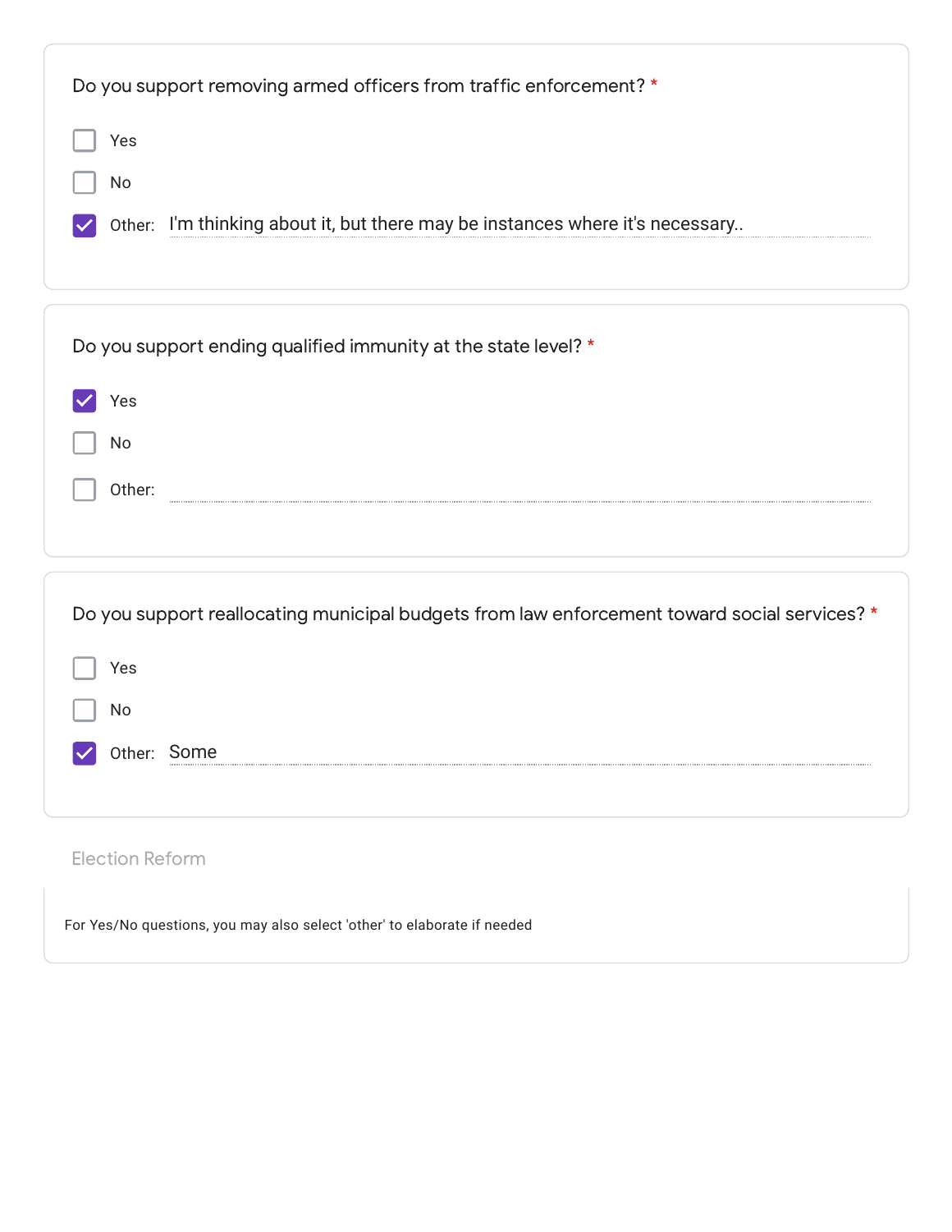**Do you support removing armed officers from traffic enforcement?** *

- [ ] Yes
- [ ] No
- [x] Other: I'm thinking about it, but there may be instances where it's necessary..

**Do you support ending qualified immunity at the state level?** *

- [x] Yes
- [ ] No
- [ ] Other:

**Do you support reallocating municipal budgets from law enforcement toward social services?** *

- [ ] Yes
- [ ] No
- [x] Other: Some

## Election Reform

For Yes/No questions, you may also select 'other' to elaborate if needed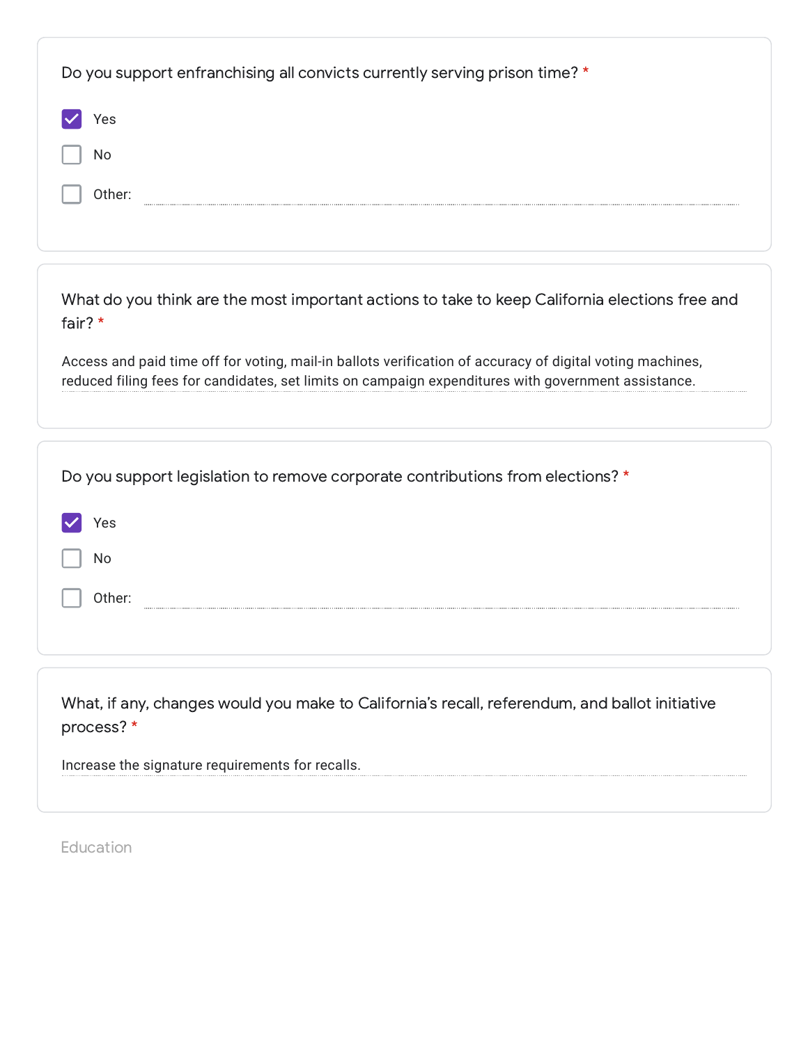Do you support enfranchising all convicts currently serving prison time? *

- [x] Yes
- [ ] No
- [ ] Other:

What do you think are the most important actions to take to keep California elections free and fair? *

Access and paid time off for voting, mail-in ballots verification of accuracy of digital voting machines, reduced filing fees for candidates, set limits on campaign expenditures with government assistance.

Do you support legislation to remove corporate contributions from elections? *

- [x] Yes
- [ ] No
- [ ] Other:

What, if any, changes would you make to California's recall, referendum, and ballot initiative process? *

Increase the signature requirements for recalls.

Education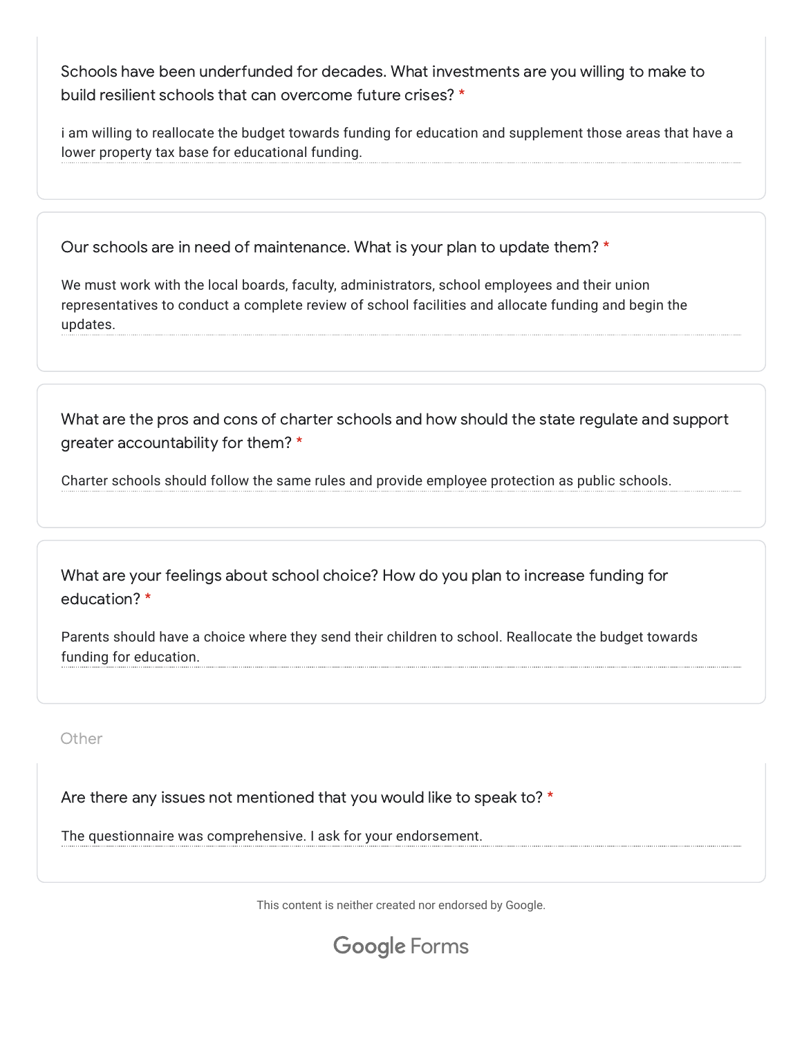Schools have been underfunded for decades. What investments are you willing to make to build resilient schools that can overcome future crises? *

i am willing to reallocate the budget towards funding for education and supplement those areas that have a lower property tax base for educational funding.

Our schools are in need of maintenance. What is your plan to update them? *

We must work with the local boards, faculty, administrators, school employees and their union representatives to conduct a complete review of school facilities and allocate funding and begin the updates.

What are the pros and cons of charter schools and how should the state regulate and support greater accountability for them? *

Charter schools should follow the same rules and provide employee protection as public schools.

What are your feelings about school choice? How do you plan to increase funding for education? *

Parents should have a choice where they send their children to school. Reallocate the budget towards funding for education.

## Other

Are there any issues not mentioned that you would like to speak to? *

The questionnaire was comprehensive. I ask for your endorsement.

This content is neither created nor endorsed by Google.

Google Forms